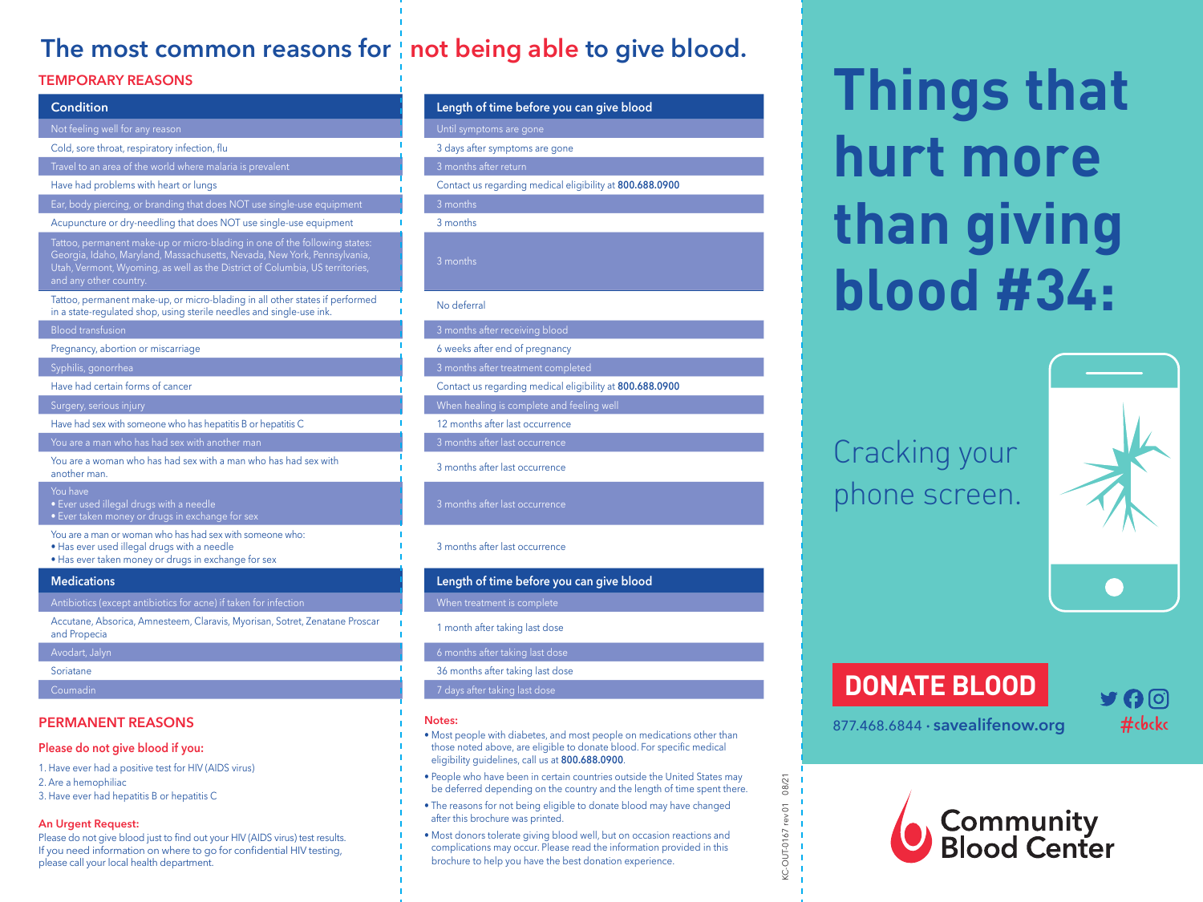# The most common reasons for not being able to give blood.

## TEMPORARY REASONS

| Condition | Length of time before you can give blood |
|---|---|
| Not feeling well for any reason | Until symptoms are gone |
| Cold, sore throat, respiratory infection, flu | 3 days after symptoms are gone |
| Travel to an area of the world where malaria is prevalent | 3 months after return |
| Have had problems with heart or lungs | Contact us regarding medical eligibility at **800.688.0900** |
| Ear, body piercing, or branding that does NOT use single-use equipment | 3 months |
| Acupuncture or dry-needling that does NOT use single-use equipment | 3 months |
| Tattoo, permanent make-up or micro-blading in one of the following states: Georgia, Idaho, Maryland, Massachusetts, Nevada, New York, Pennsylvania, Utah, Vermont, Wyoming, as well as the District of Columbia, US territories, and any other country. | 3 months |
| Tattoo, permanent make-up, or micro-blading in all other states if performed in a state-regulated shop, using sterile needles and single-use ink. | No deferral |
| Blood transfusion | 3 months after receiving blood |
| Pregnancy, abortion or miscarriage | 6 weeks after end of pregnancy |
| Syphilis, gonorrhea | 3 months after treatment completed |
| Have had certain forms of cancer | Contact us regarding medical eligibility at **800.688.0900** |
| Surgery, serious injury | When healing is complete and feeling well |
| Have had sex with someone who has hepatitis B or hepatitis C | 12 months after last occurrence |
| You are a man who has had sex with another man | 3 months after last occurrence |
| You are a woman who has had sex with a man who has had sex with another man. | 3 months after last occurrence |
| You have<br>• Ever used illegal drugs with a needle<br>• Ever taken money or drugs in exchange for sex | 3 months after last occurrence |
| You are a man or woman who has had sex with someone who:<br>• Has ever used illegal drugs with a needle<br>• Has ever taken money or drugs in exchange for sex | 3 months after last occurrence |

| Medications | Length of time before you can give blood |
|---|---|
| Antibiotics (except antibiotics for acne) if taken for infection | When treatment is complete |
| Accutane, Absorica, Amnesteem, Claravis, Myorisan, Sotret, Zenatane Proscar and Propecia | 1 month after taking last dose |
| Avodart, Jalyn | 6 months after taking last dose |
| Soriatane | 36 months after taking last dose |
| Coumadin | 7 days after taking last dose |

## PERMANENT REASONS

### Please do not give blood if you:

1. Have ever had a positive test for HIV (AIDS virus)
2. Are a hemophiliac
3. Have ever had hepatitis B or hepatitis C

### An Urgent Request:

Please do not give blood just to find out your HIV (AIDS virus) test results. If you need information on where to go for confidential HIV testing, please call your local health department.

### Notes:

- Most people with diabetes, and most people on medications other than those noted above, are eligible to donate blood. For specific medical eligibility guidelines, call us at **800.688.0900**.
- People who have been in certain countries outside the United States may be deferred depending on the country and the length of time spent there.
- The reasons for not being eligible to donate blood may have changed after this brochure was printed.
- Most donors tolerate giving blood well, but on occasion reactions and complications may occur. Please read the information provided in this brochure to help you have the best donation experience.

KC-OUT-0167 rev01 08/21

# Things that hurt more than giving blood #34:

Cracking your phone screen.

**DONATE BLOOD**

877.468.6844 · **savealifenow.org**

#cbckc

Community Blood Center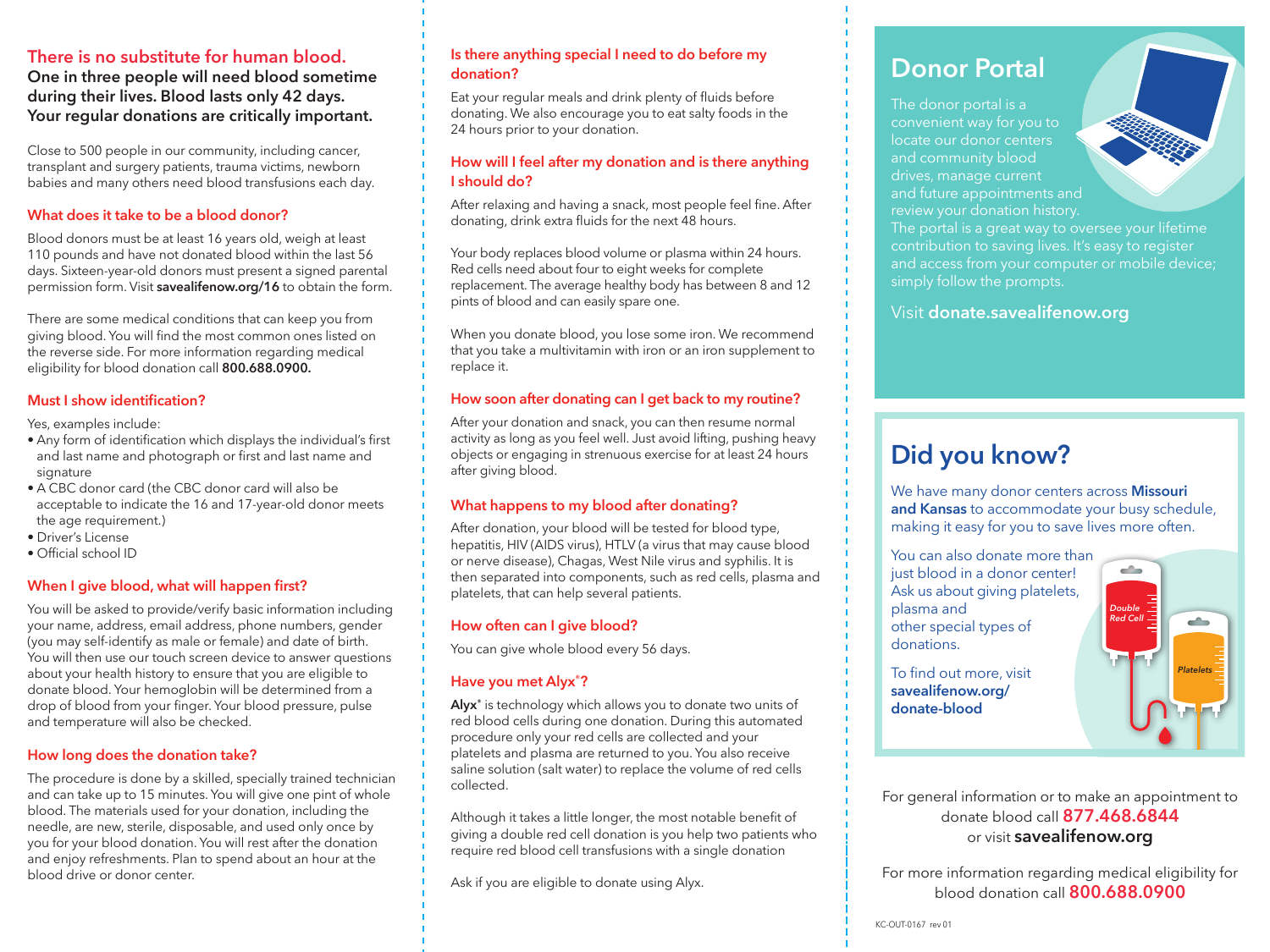## There is no substitute for human blood.

**One in three people will need blood sometime during their lives. Blood lasts only 42 days. Your regular donations are critically important.**

Close to 500 people in our community, including cancer, transplant and surgery patients, trauma victims, newborn babies and many others need blood transfusions each day.

### What does it take to be a blood donor?

Blood donors must be at least 16 years old, weigh at least 110 pounds and have not donated blood within the last 56 days. Sixteen-year-old donors must present a signed parental permission form. Visit **savealifenow.org/16** to obtain the form.

There are some medical conditions that can keep you from giving blood. You will find the most common ones listed on the reverse side. For more information regarding medical eligibility for blood donation call **800.688.0900.**

### Must I show identification?

Yes, examples include:

- Any form of identification which displays the individual's first and last name and photograph or first and last name and signature
- A CBC donor card (the CBC donor card will also be acceptable to indicate the 16 and 17-year-old donor meets the age requirement.)
- Driver's License
- Official school ID

### When I give blood, what will happen first?

You will be asked to provide/verify basic information including your name, address, email address, phone numbers, gender (you may self-identify as male or female) and date of birth. You will then use our touch screen device to answer questions about your health history to ensure that you are eligible to donate blood. Your hemoglobin will be determined from a drop of blood from your finger. Your blood pressure, pulse and temperature will also be checked.

### How long does the donation take?

The procedure is done by a skilled, specially trained technician and can take up to 15 minutes. You will give one pint of whole blood. The materials used for your donation, including the needle, are new, sterile, disposable, and used only once by you for your blood donation. You will rest after the donation and enjoy refreshments. Plan to spend about an hour at the blood drive or donor center.

### Is there anything special I need to do before my donation?

Eat your regular meals and drink plenty of fluids before donating. We also encourage you to eat salty foods in the 24 hours prior to your donation.

### How will I feel after my donation and is there anything I should do?

After relaxing and having a snack, most people feel fine. After donating, drink extra fluids for the next 48 hours.

Your body replaces blood volume or plasma within 24 hours. Red cells need about four to eight weeks for complete replacement. The average healthy body has between 8 and 12 pints of blood and can easily spare one.

When you donate blood, you lose some iron. We recommend that you take a multivitamin with iron or an iron supplement to replace it.

### How soon after donating can I get back to my routine?

After your donation and snack, you can then resume normal activity as long as you feel well. Just avoid lifting, pushing heavy objects or engaging in strenuous exercise for at least 24 hours after giving blood.

### What happens to my blood after donating?

After donation, your blood will be tested for blood type, hepatitis, HIV (AIDS virus), HTLV (a virus that may cause blood or nerve disease), Chagas, West Nile virus and syphilis. It is then separated into components, such as red cells, plasma and platelets, that can help several patients.

### How often can I give blood?

You can give whole blood every 56 days.

### Have you met Alyx®?

**Alyx®** is technology which allows you to donate two units of red blood cells during one donation. During this automated procedure only your red cells are collected and your platelets and plasma are returned to you. You also receive saline solution (salt water) to replace the volume of red cells collected.

Although it takes a little longer, the most notable benefit of giving a double red cell donation is you help two patients who require red blood cell transfusions with a single donation

Ask if you are eligible to donate using Alyx.

## Donor Portal

The donor portal is a convenient way for you to locate our donor centers and community blood drives, manage current and future appointments and review your donation history. The portal is a great way to oversee your lifetime contribution to saving lives. It's easy to register and access from your computer or mobile device; simply follow the prompts.

Visit **donate.savealifenow.org**

## Did you know?

We have many donor centers across **Missouri and Kansas** to accommodate your busy schedule, making it easy for you to save lives more often.

You can also donate more than just blood in a donor center! Ask us about giving platelets, plasma and other special types of donations.

Double Red Cell

Platelets

To find out more, visit **savealifenow.org/donate-blood**

For general information or to make an appointment to donate blood call **877.468.6844** or visit **savealifenow.org**

For more information regarding medical eligibility for blood donation call **800.688.0900**

KC-OUT-0167 rev 01